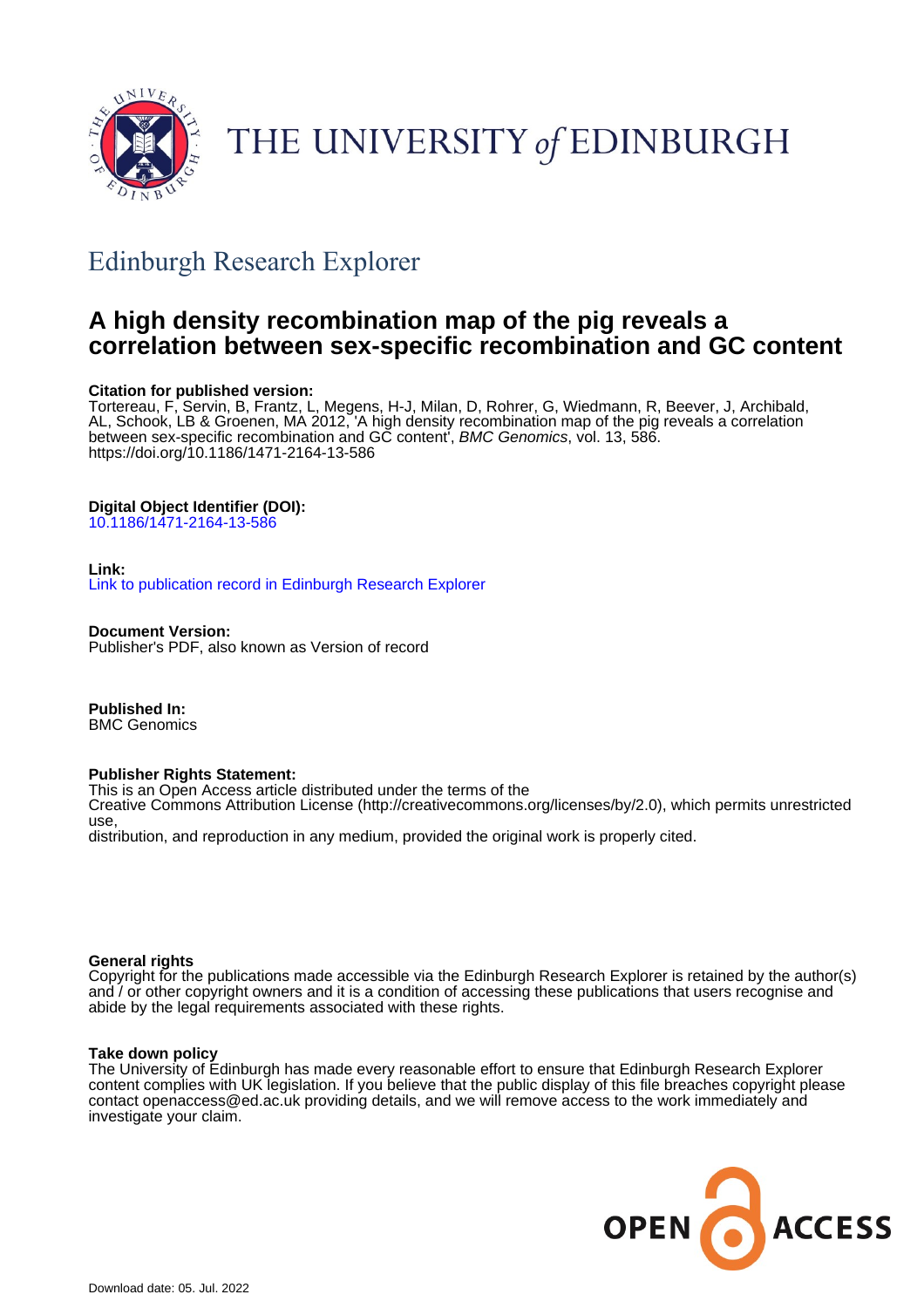THE UNIVERSITY *of* EDINBURGH

## Edinburgh Research Explorer

# A high density recombination map of the pig reveals a correlation between sex-specific recombination and GC content

**Citation for published version:**
Tortereau, F, Servin, B, Frantz, L, Megens, H-J, Milan, D, Rohrer, G, Wiedmann, R, Beever, J, Archibald, AL, Schook, LB & Groenen, MA 2012, 'A high density recombination map of the pig reveals a correlation between sex-specific recombination and GC content', *BMC Genomics*, vol. 13, 586. https://doi.org/10.1186/1471-2164-13-586

**Digital Object Identifier (DOI):**
10.1186/1471-2164-13-586

**Link:**
Link to publication record in Edinburgh Research Explorer

**Document Version:**
Publisher's PDF, also known as Version of record

**Published In:**
BMC Genomics

**Publisher Rights Statement:**
This is an Open Access article distributed under the terms of the
Creative Commons Attribution License (http://creativecommons.org/licenses/by/2.0), which permits unrestricted use,
distribution, and reproduction in any medium, provided the original work is properly cited.

**General rights**
Copyright for the publications made accessible via the Edinburgh Research Explorer is retained by the author(s) and / or other copyright owners and it is a condition of accessing these publications that users recognise and abide by the legal requirements associated with these rights.

**Take down policy**
The University of Edinburgh has made every reasonable effort to ensure that Edinburgh Research Explorer content complies with UK legislation. If you believe that the public display of this file breaches copyright please contact openaccess@ed.ac.uk providing details, and we will remove access to the work immediately and investigate your claim.

OPEN ACCESS

Download date: 05. Jul. 2022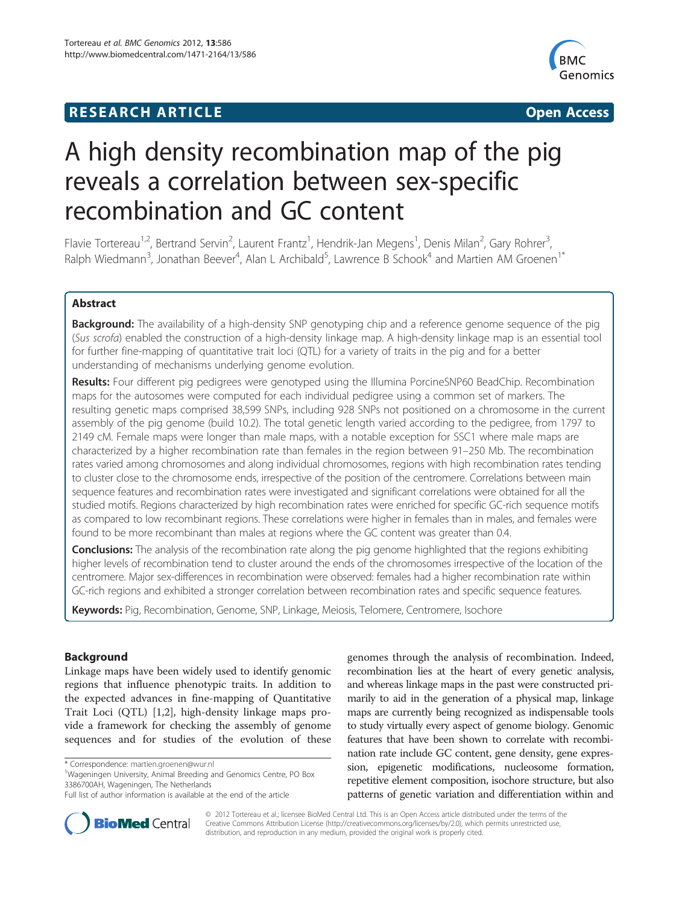# A high density recombination map of the pig reveals a correlation between sex-specific recombination and GC content

Flavie Tortereau[1,2], Bertrand Servin[2], Laurent Frantz[1], Hendrik-Jan Megens[1], Denis Milan[2], Gary Rohrer[3], Ralph Wiedmann[3], Jonathan Beever[4], Alan L Archibald[5], Lawrence B Schook[4] and Martien AM Groenen[1*]

## Abstract

**Background:** The availability of a high-density SNP genotyping chip and a reference genome sequence of the pig (*Sus scrofa*) enabled the construction of a high-density linkage map. A high-density linkage map is an essential tool for further fine-mapping of quantitative trait loci (QTL) for a variety of traits in the pig and for a better understanding of mechanisms underlying genome evolution.

**Results:** Four different pig pedigrees were genotyped using the Illumina PorcineSNP60 BeadChip. Recombination maps for the autosomes were computed for each individual pedigree using a common set of markers. The resulting genetic maps comprised 38,599 SNPs, including 928 SNPs not positioned on a chromosome in the current assembly of the pig genome (build 10.2). The total genetic length varied according to the pedigree, from 1797 to 2149 cM. Female maps were longer than male maps, with a notable exception for SSC1 where male maps are characterized by a higher recombination rate than females in the region between 91–250 Mb. The recombination rates varied among chromosomes and along individual chromosomes, regions with high recombination rates tending to cluster close to the chromosome ends, irrespective of the position of the centromere. Correlations between main sequence features and recombination rates were investigated and significant correlations were obtained for all the studied motifs. Regions characterized by high recombination rates were enriched for specific GC-rich sequence motifs as compared to low recombinant regions. These correlations were higher in females than in males, and females were found to be more recombinant than males at regions where the GC content was greater than 0.4.

**Conclusions:** The analysis of the recombination rate along the pig genome highlighted that the regions exhibiting higher levels of recombination tend to cluster around the ends of the chromosomes irrespective of the location of the centromere. Major sex-differences in recombination were observed: females had a higher recombination rate within GC-rich regions and exhibited a stronger correlation between recombination rates and specific sequence features.

**Keywords:** Pig, Recombination, Genome, SNP, Linkage, Meiosis, Telomere, Centromere, Isochore

## Background

Linkage maps have been widely used to identify genomic regions that influence phenotypic traits. In addition to the expected advances in fine-mapping of Quantitative Trait Loci (QTL) [1,2], high-density linkage maps provide a framework for checking the assembly of genome sequences and for studies of the evolution of these genomes through the analysis of recombination. Indeed, recombination lies at the heart of every genetic analysis, and whereas linkage maps in the past were constructed primarily to aid in the generation of a physical map, linkage maps are currently being recognized as indispensable tools to study virtually every aspect of genome biology. Genomic features that have been shown to correlate with recombination rate include GC content, gene density, gene expression, epigenetic modifications, nucleosome formation, repetitive element composition, isochore structure, but also patterns of genetic variation and differentiation within and

* Correspondence: martien.groenen@wur.nl
[1]Wageningen University, Animal Breeding and Genomics Centre, PO Box 3386700AH, Wageningen, The Netherlands
Full list of author information is available at the end of the article

© 2012 Tortereau et al.; licensee BioMed Central Ltd. This is an Open Access article distributed under the terms of the Creative Commons Attribution License (http://creativecommons.org/licenses/by/2.0), which permits unrestricted use, distribution, and reproduction in any medium, provided the original work is properly cited.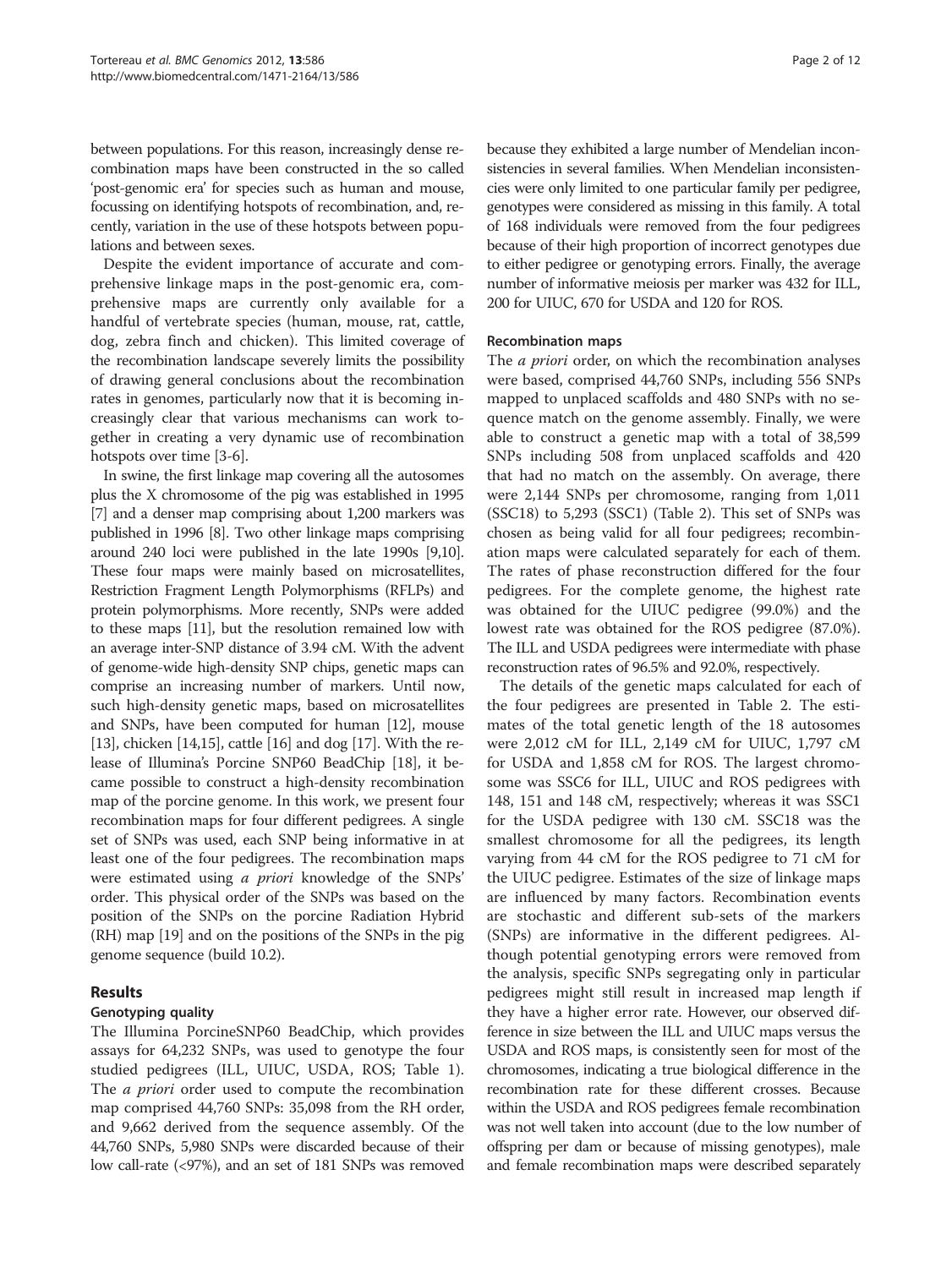between populations. For this reason, increasingly dense recombination maps have been constructed in the so called 'post-genomic era' for species such as human and mouse, focussing on identifying hotspots of recombination, and, recently, variation in the use of these hotspots between populations and between sexes.

Despite the evident importance of accurate and comprehensive linkage maps in the post-genomic era, comprehensive maps are currently only available for a handful of vertebrate species (human, mouse, rat, cattle, dog, zebra finch and chicken). This limited coverage of the recombination landscape severely limits the possibility of drawing general conclusions about the recombination rates in genomes, particularly now that it is becoming increasingly clear that various mechanisms can work together in creating a very dynamic use of recombination hotspots over time [3-6].

In swine, the first linkage map covering all the autosomes plus the X chromosome of the pig was established in 1995 [7] and a denser map comprising about 1,200 markers was published in 1996 [8]. Two other linkage maps comprising around 240 loci were published in the late 1990s [9,10]. These four maps were mainly based on microsatellites, Restriction Fragment Length Polymorphisms (RFLPs) and protein polymorphisms. More recently, SNPs were added to these maps [11], but the resolution remained low with an average inter-SNP distance of 3.94 cM. With the advent of genome-wide high-density SNP chips, genetic maps can comprise an increasing number of markers. Until now, such high-density genetic maps, based on microsatellites and SNPs, have been computed for human [12], mouse [13], chicken [14,15], cattle [16] and dog [17]. With the release of Illumina's Porcine SNP60 BeadChip [18], it became possible to construct a high-density recombination map of the porcine genome. In this work, we present four recombination maps for four different pedigrees. A single set of SNPs was used, each SNP being informative in at least one of the four pedigrees. The recombination maps were estimated using *a priori* knowledge of the SNPs' order. This physical order of the SNPs was based on the position of the SNPs on the porcine Radiation Hybrid (RH) map [19] and on the positions of the SNPs in the pig genome sequence (build 10.2).

## Results

### Genotyping quality

The Illumina PorcineSNP60 BeadChip, which provides assays for 64,232 SNPs, was used to genotype the four studied pedigrees (ILL, UIUC, USDA, ROS; Table 1). The *a priori* order used to compute the recombination map comprised 44,760 SNPs: 35,098 from the RH order, and 9,662 derived from the sequence assembly. Of the 44,760 SNPs, 5,980 SNPs were discarded because of their low call-rate (<97%), and an set of 181 SNPs was removed because they exhibited a large number of Mendelian inconsistencies in several families. When Mendelian inconsistencies were only limited to one particular family per pedigree, genotypes were considered as missing in this family. A total of 168 individuals were removed from the four pedigrees because of their high proportion of incorrect genotypes due to either pedigree or genotyping errors. Finally, the average number of informative meiosis per marker was 432 for ILL, 200 for UIUC, 670 for USDA and 120 for ROS.

### Recombination maps

The *a priori* order, on which the recombination analyses were based, comprised 44,760 SNPs, including 556 SNPs mapped to unplaced scaffolds and 480 SNPs with no sequence match on the genome assembly. Finally, we were able to construct a genetic map with a total of 38,599 SNPs including 508 from unplaced scaffolds and 420 that had no match on the assembly. On average, there were 2,144 SNPs per chromosome, ranging from 1,011 (SSC18) to 5,293 (SSC1) (Table 2). This set of SNPs was chosen as being valid for all four pedigrees; recombination maps were calculated separately for each of them. The rates of phase reconstruction differed for the four pedigrees. For the complete genome, the highest rate was obtained for the UIUC pedigree (99.0%) and the lowest rate was obtained for the ROS pedigree (87.0%). The ILL and USDA pedigrees were intermediate with phase reconstruction rates of 96.5% and 92.0%, respectively.

The details of the genetic maps calculated for each of the four pedigrees are presented in Table 2. The estimates of the total genetic length of the 18 autosomes were 2,012 cM for ILL, 2,149 cM for UIUC, 1,797 cM for USDA and 1,858 cM for ROS. The largest chromosome was SSC6 for ILL, UIUC and ROS pedigrees with 148, 151 and 148 cM, respectively; whereas it was SSC1 for the USDA pedigree with 130 cM. SSC18 was the smallest chromosome for all the pedigrees, its length varying from 44 cM for the ROS pedigree to 71 cM for the UIUC pedigree. Estimates of the size of linkage maps are influenced by many factors. Recombination events are stochastic and different sub-sets of the markers (SNPs) are informative in the different pedigrees. Although potential genotyping errors were removed from the analysis, specific SNPs segregating only in particular pedigrees might still result in increased map length if they have a higher error rate. However, our observed difference in size between the ILL and UIUC maps versus the USDA and ROS maps, is consistently seen for most of the chromosomes, indicating a true biological difference in the recombination rate for these different crosses. Because within the USDA and ROS pedigrees female recombination was not well taken into account (due to the low number of offspring per dam or because of missing genotypes), male and female recombination maps were described separately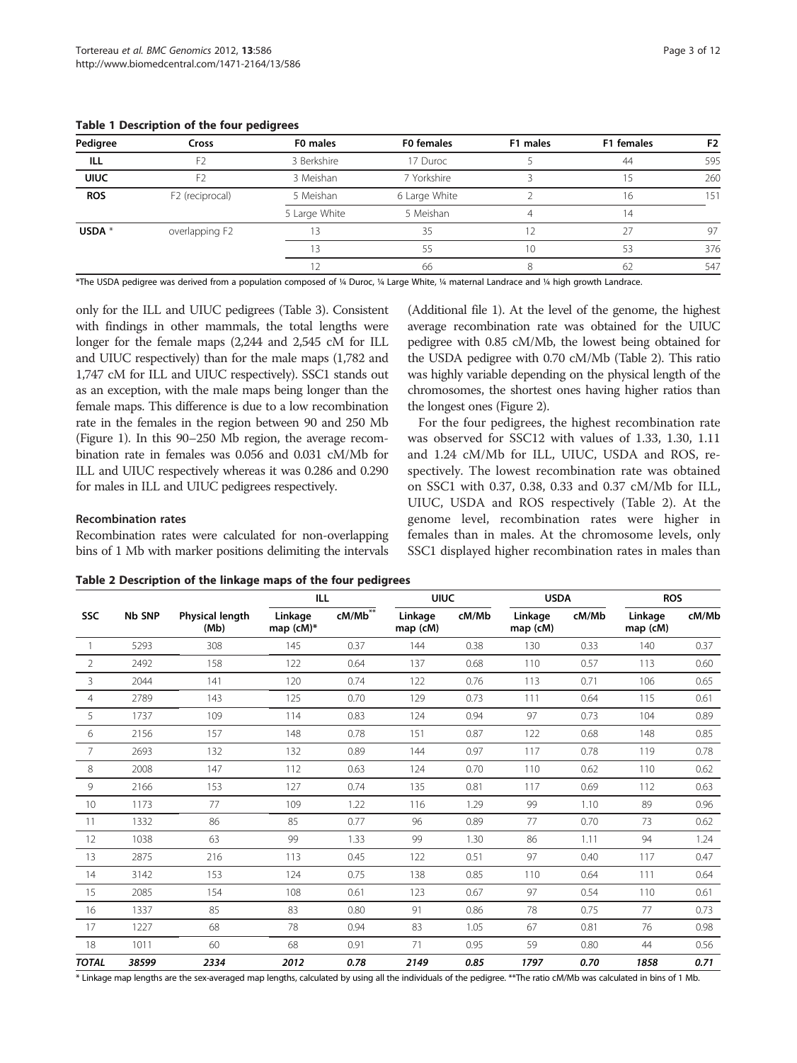**Table 1 Description of the four pedigrees**

| Pedigree | Cross | F0 males | F0 females | F1 males | F1 females | F2 |
|---|---|---|---|---|---|---|
| **ILL** | F2 | 3 Berkshire | 17 Duroc | 5 | 44 | 595 |
| **UIUC** | F2 | 3 Meishan | 7 Yorkshire | 3 | 15 | 260 |
| **ROS** | F2 (reciprocal) | 5 Meishan | 6 Large White | 2 | 16 | 151 |
| | | 5 Large White | 5 Meishan | 4 | 14 | |
| **USDA** * | overlapping F2 | 13 | 35 | 12 | 27 | 97 |
| | | 13 | 55 | 10 | 53 | 376 |
| | | 12 | 66 | 8 | 62 | 547 |

*The USDA pedigree was derived from a population composed of ¼ Duroc, ¼ Large White, ¼ maternal Landrace and ¼ high growth Landrace.

only for the ILL and UIUC pedigrees (Table 3). Consistent with findings in other mammals, the total lengths were longer for the female maps (2,244 and 2,545 cM for ILL and UIUC respectively) than for the male maps (1,782 and 1,747 cM for ILL and UIUC respectively). SSC1 stands out as an exception, with the male maps being longer than the female maps. This difference is due to a low recombination rate in the females in the region between 90 and 250 Mb (Figure 1). In this 90–250 Mb region, the average recombination rate in females was 0.056 and 0.031 cM/Mb for ILL and UIUC respectively whereas it was 0.286 and 0.290 for males in ILL and UIUC pedigrees respectively.

### Recombination rates

Recombination rates were calculated for non-overlapping bins of 1 Mb with marker positions delimiting the intervals (Additional file 1). At the level of the genome, the highest average recombination rate was obtained for the UIUC pedigree with 0.85 cM/Mb, the lowest being obtained for the USDA pedigree with 0.70 cM/Mb (Table 2). This ratio was highly variable depending on the physical length of the chromosomes, the shortest ones having higher ratios than the longest ones (Figure 2).

For the four pedigrees, the highest recombination rate was observed for SSC12 with values of 1.33, 1.30, 1.11 and 1.24 cM/Mb for ILL, UIUC, USDA and ROS, respectively. The lowest recombination rate was obtained on SSC1 with 0.37, 0.38, 0.33 and 0.37 cM/Mb for ILL, UIUC, USDA and ROS respectively (Table 2). At the genome level, recombination rates were higher in females than in males. At the chromosome levels, only SSC1 displayed higher recombination rates in males than

**Table 2 Description of the linkage maps of the four pedigrees**

| | | | ILL | | UIUC | | USDA | | ROS | |
|---|---|---|---|---|---|---|---|---|---|---|
| **SSC** | **Nb SNP** | **Physical length (Mb)** | **Linkage map (cM)*** | **cM/Mb****| **Linkage map (cM)** | **cM/Mb** | **Linkage map (cM)** | **cM/Mb** | **Linkage map (cM)** | **cM/Mb** |
| 1 | 5293 | 308 | 145 | 0.37 | 144 | 0.38 | 130 | 0.33 | 140 | 0.37 |
| 2 | 2492 | 158 | 122 | 0.64 | 137 | 0.68 | 110 | 0.57 | 113 | 0.60 |
| 3 | 2044 | 141 | 120 | 0.74 | 122 | 0.76 | 113 | 0.71 | 106 | 0.65 |
| 4 | 2789 | 143 | 125 | 0.70 | 129 | 0.73 | 111 | 0.64 | 115 | 0.61 |
| 5 | 1737 | 109 | 114 | 0.83 | 124 | 0.94 | 97 | 0.73 | 104 | 0.89 |
| 6 | 2156 | 157 | 148 | 0.78 | 151 | 0.87 | 122 | 0.68 | 148 | 0.85 |
| 7 | 2693 | 132 | 132 | 0.89 | 144 | 0.97 | 117 | 0.78 | 119 | 0.78 |
| 8 | 2008 | 147 | 112 | 0.63 | 124 | 0.70 | 110 | 0.62 | 110 | 0.62 |
| 9 | 2166 | 153 | 127 | 0.74 | 135 | 0.81 | 117 | 0.69 | 112 | 0.63 |
| 10 | 1173 | 77 | 109 | 1.22 | 116 | 1.29 | 99 | 1.10 | 89 | 0.96 |
| 11 | 1332 | 86 | 85 | 0.77 | 96 | 0.89 | 77 | 0.70 | 73 | 0.62 |
| 12 | 1038 | 63 | 99 | 1.33 | 99 | 1.30 | 86 | 1.11 | 94 | 1.24 |
| 13 | 2875 | 216 | 113 | 0.45 | 122 | 0.51 | 97 | 0.40 | 117 | 0.47 |
| 14 | 3142 | 153 | 124 | 0.75 | 138 | 0.85 | 110 | 0.64 | 111 | 0.64 |
| 15 | 2085 | 154 | 108 | 0.61 | 123 | 0.67 | 97 | 0.54 | 110 | 0.61 |
| 16 | 1337 | 85 | 83 | 0.80 | 91 | 0.86 | 78 | 0.75 | 77 | 0.73 |
| 17 | 1227 | 68 | 78 | 0.94 | 83 | 1.05 | 67 | 0.81 | 76 | 0.98 |
| 18 | 1011 | 60 | 68 | 0.91 | 71 | 0.95 | 59 | 0.80 | 44 | 0.56 |
| ***TOTAL*** | ***38599*** | ***2334*** | ***2012*** | ***0.78*** | ***2149*** | ***0.85*** | ***1797*** | ***0.70*** | ***1858*** | ***0.71*** |

* Linkage map lengths are the sex-averaged map lengths, calculated by using all the individuals of the pedigree. **The ratio cM/Mb was calculated in bins of 1 Mb.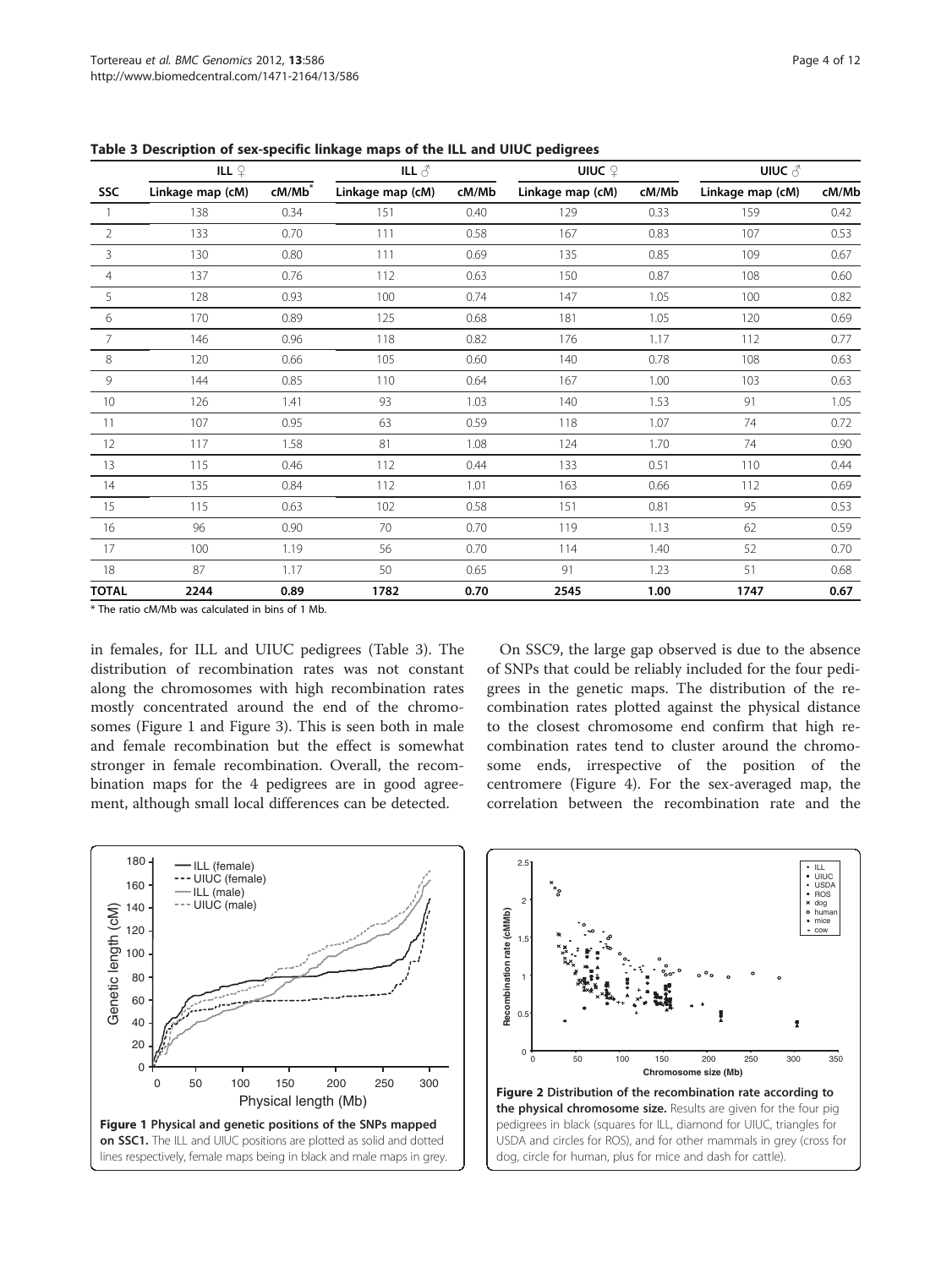**Table 3 Description of sex-specific linkage maps of the ILL and UIUC pedigrees**

| | ILL ♀ | | ILL ♂ | | UIUC ♀ | | UIUC ♂ | |
|---|---|---|---|---|---|---|---|---|
| SSC | Linkage map (cM) | cM/Mb* | Linkage map (cM) | cM/Mb | Linkage map (cM) | cM/Mb | Linkage map (cM) | cM/Mb |
| 1 | 138 | 0.34 | 151 | 0.40 | 129 | 0.33 | 159 | 0.42 |
| 2 | 133 | 0.70 | 111 | 0.58 | 167 | 0.83 | 107 | 0.53 |
| 3 | 130 | 0.80 | 111 | 0.69 | 135 | 0.85 | 109 | 0.67 |
| 4 | 137 | 0.76 | 112 | 0.63 | 150 | 0.87 | 108 | 0.60 |
| 5 | 128 | 0.93 | 100 | 0.74 | 147 | 1.05 | 100 | 0.82 |
| 6 | 170 | 0.89 | 125 | 0.68 | 181 | 1.05 | 120 | 0.69 |
| 7 | 146 | 0.96 | 118 | 0.82 | 176 | 1.17 | 112 | 0.77 |
| 8 | 120 | 0.66 | 105 | 0.60 | 140 | 0.78 | 108 | 0.63 |
| 9 | 144 | 0.85 | 110 | 0.64 | 167 | 1.00 | 103 | 0.63 |
| 10 | 126 | 1.41 | 93 | 1.03 | 140 | 1.53 | 91 | 1.05 |
| 11 | 107 | 0.95 | 63 | 0.59 | 118 | 1.07 | 74 | 0.72 |
| 12 | 117 | 1.58 | 81 | 1.08 | 124 | 1.70 | 74 | 0.90 |
| 13 | 115 | 0.46 | 112 | 0.44 | 133 | 0.51 | 110 | 0.44 |
| 14 | 135 | 0.84 | 112 | 1.01 | 163 | 0.66 | 112 | 0.69 |
| 15 | 115 | 0.63 | 102 | 0.58 | 151 | 0.81 | 95 | 0.53 |
| 16 | 96 | 0.90 | 70 | 0.70 | 119 | 1.13 | 62 | 0.59 |
| 17 | 100 | 1.19 | 56 | 0.70 | 114 | 1.40 | 52 | 0.70 |
| 18 | 87 | 1.17 | 50 | 0.65 | 91 | 1.23 | 51 | 0.68 |
| **TOTAL** | **2244** | **0.89** | **1782** | **0.70** | **2545** | **1.00** | **1747** | **0.67** |

* The ratio cM/Mb was calculated in bins of 1 Mb.

in females, for ILL and UIUC pedigrees (Table 3). The distribution of recombination rates was not constant along the chromosomes with high recombination rates mostly concentrated around the end of the chromosomes (Figure 1 and Figure 3). This is seen both in male and female recombination but the effect is somewhat stronger in female recombination. Overall, the recombination maps for the 4 pedigrees are in good agreement, although small local differences can be detected.

On SSC9, the large gap observed is due to the absence of SNPs that could be reliably included for the four pedigrees in the genetic maps. The distribution of the recombination rates plotted against the physical distance to the closest chromosome end confirm that high recombination rates tend to cluster around the chromosome ends, irrespective of the position of the centromere (Figure 4). For the sex-averaged map, the correlation between the recombination rate and the

**Figure 1 Physical and genetic positions of the SNPs mapped on SSC1.** The ILL and UIUC positions are plotted as solid and dotted lines respectively, female maps being in black and male maps in grey.

**Figure 2 Distribution of the recombination rate according to the physical chromosome size.** Results are given for the four pig pedigrees in black (squares for ILL, diamond for UIUC, triangles for USDA and circles for ROS), and for other mammals in grey (cross for dog, circle for human, plus for mice and dash for cattle).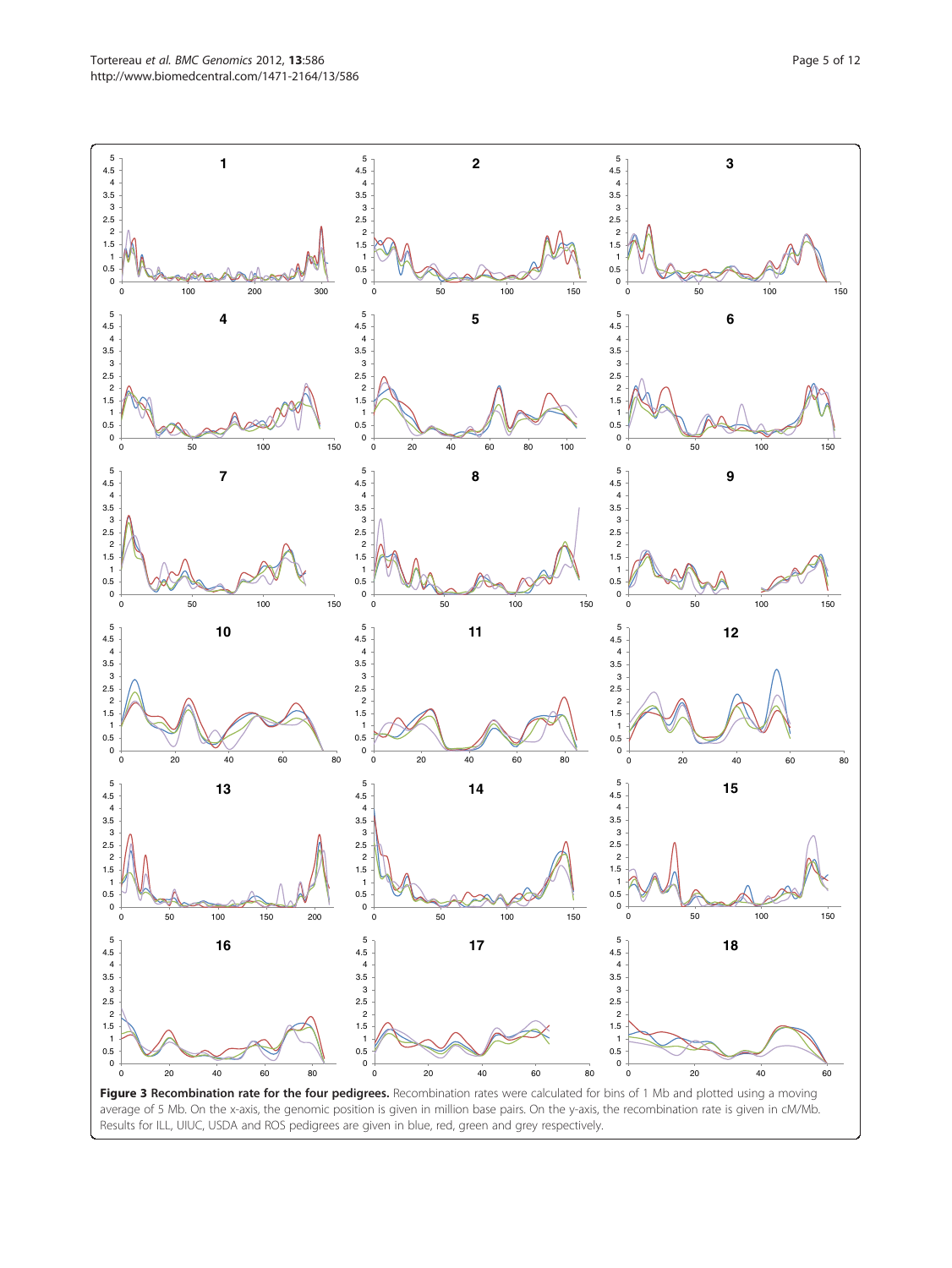**Figure 3 Recombination rate for the four pedigrees.** Recombination rates were calculated for bins of 1 Mb and plotted using a moving average of 5 Mb. On the x-axis, the genomic position is given in million base pairs. On the y-axis, the recombination rate is given in cM/Mb. Results for ILL, UIUC, USDA and ROS pedigrees are given in blue, red, green and grey respectively.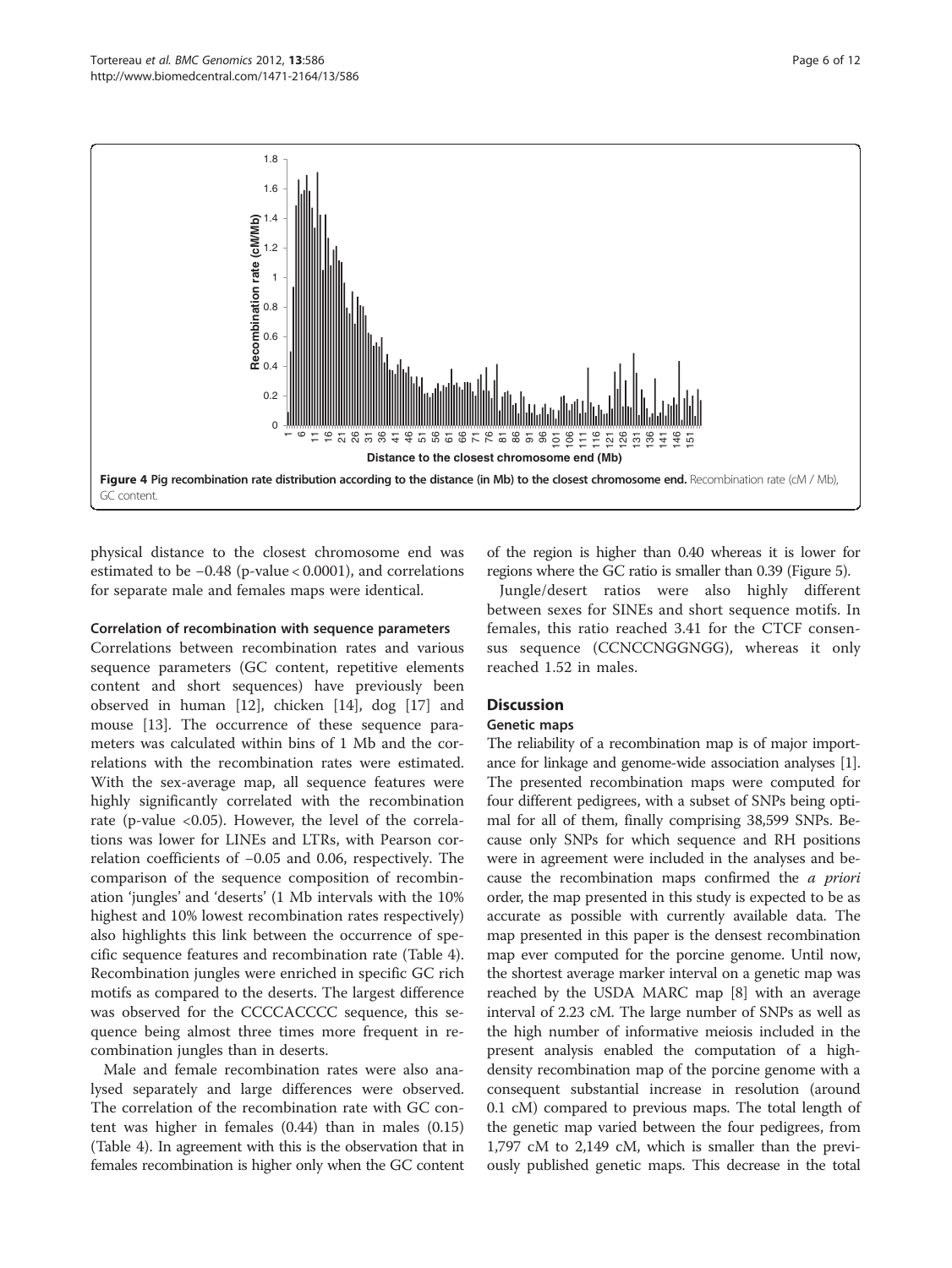**Figure 4 Pig recombination rate distribution according to the distance (in Mb) to the closest chromosome end.** Recombination rate (cM / Mb), GC content.

physical distance to the closest chromosome end was estimated to be −0.48 (p-value < 0.0001), and correlations for separate male and females maps were identical.

#### Correlation of recombination with sequence parameters

Correlations between recombination rates and various sequence parameters (GC content, repetitive elements content and short sequences) have previously been observed in human [12], chicken [14], dog [17] and mouse [13]. The occurrence of these sequence parameters was calculated within bins of 1 Mb and the correlations with the recombination rates were estimated. With the sex-average map, all sequence features were highly significantly correlated with the recombination rate (p-value <0.05). However, the level of the correlations was lower for LINEs and LTRs, with Pearson correlation coefficients of −0.05 and 0.06, respectively. The comparison of the sequence composition of recombination 'jungles' and 'deserts' (1 Mb intervals with the 10% highest and 10% lowest recombination rates respectively) also highlights this link between the occurrence of specific sequence features and recombination rate (Table 4). Recombination jungles were enriched in specific GC rich motifs as compared to the deserts. The largest difference was observed for the CCCCACCCC sequence, this sequence being almost three times more frequent in recombination jungles than in deserts.

Male and female recombination rates were also analysed separately and large differences were observed. The correlation of the recombination rate with GC content was higher in females (0.44) than in males (0.15) (Table 4). In agreement with this is the observation that in females recombination is higher only when the GC content of the region is higher than 0.40 whereas it is lower for regions where the GC ratio is smaller than 0.39 (Figure 5).

Jungle/desert ratios were also highly different between sexes for SINEs and short sequence motifs. In females, this ratio reached 3.41 for the CTCF consensus sequence (CCNCCNGGNGG), whereas it only reached 1.52 in males.

## Discussion

### Genetic maps

The reliability of a recombination map is of major importance for linkage and genome-wide association analyses [1]. The presented recombination maps were computed for four different pedigrees, with a subset of SNPs being optimal for all of them, finally comprising 38,599 SNPs. Because only SNPs for which sequence and RH positions were in agreement were included in the analyses and because the recombination maps confirmed the *a priori* order, the map presented in this study is expected to be as accurate as possible with currently available data. The map presented in this paper is the densest recombination map ever computed for the porcine genome. Until now, the shortest average marker interval on a genetic map was reached by the USDA MARC map [8] with an average interval of 2.23 cM. The large number of SNPs as well as the high number of informative meiosis included in the present analysis enabled the computation of a high-density recombination map of the porcine genome with a consequent substantial increase in resolution (around 0.1 cM) compared to previous maps. The total length of the genetic map varied between the four pedigrees, from 1,797 cM to 2,149 cM, which is smaller than the previously published genetic maps. This decrease in the total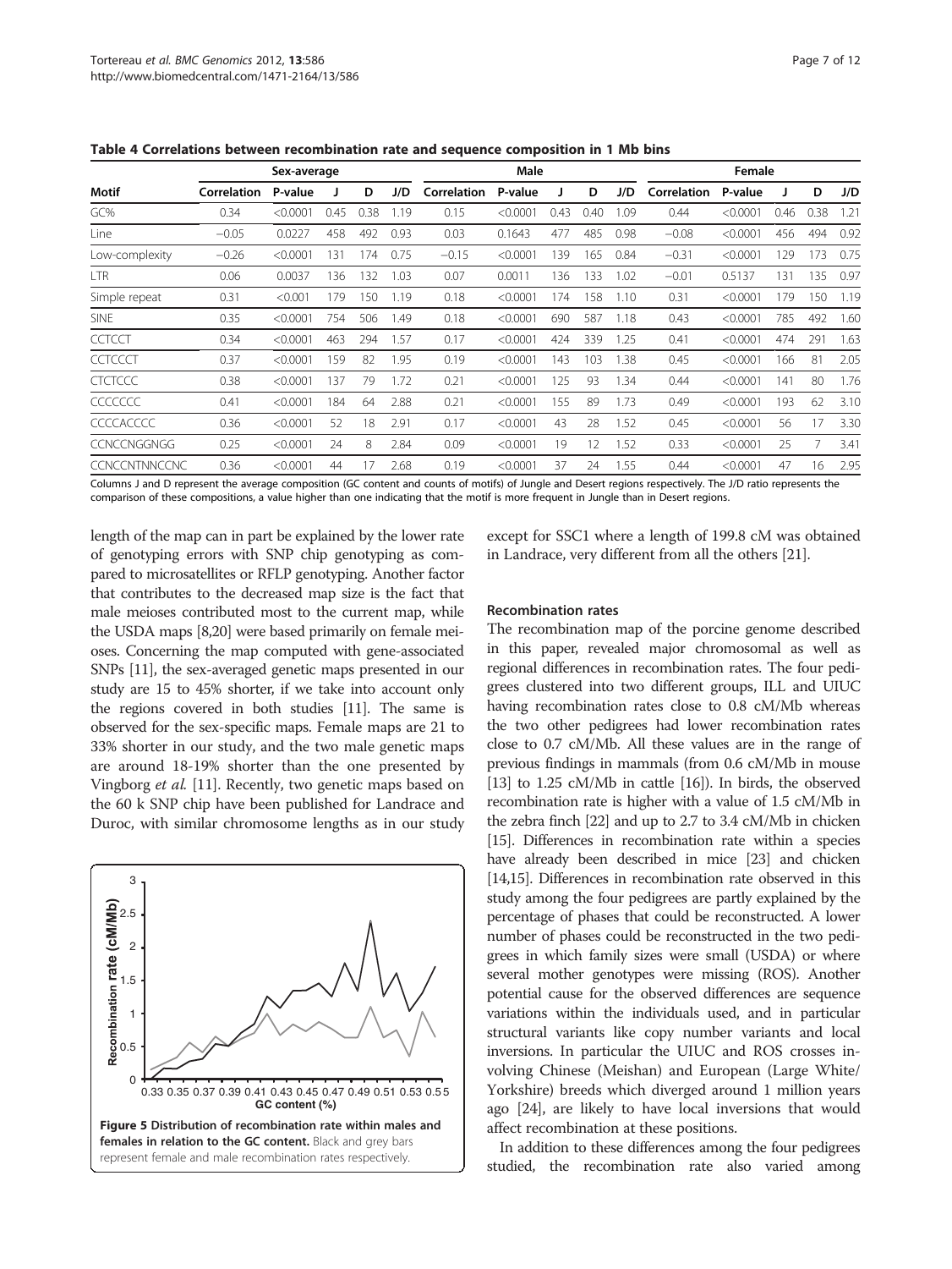**Table 4 Correlations between recombination rate and sequence composition in 1 Mb bins**

| Motif | Sex-average | | | | | Male | | | | | Female | | | | |
|---|---|---|---|---|---|---|---|---|---|---|---|---|---|---|---|
| | Correlation | P-value | J | D | J/D | Correlation | P-value | J | D | J/D | Correlation | P-value | J | D | J/D |
| GC% | 0.34 | <0.0001 | 0.45 | 0.38 | 1.19 | 0.15 | <0.0001 | 0.43 | 0.40 | 1.09 | 0.44 | <0.0001 | 0.46 | 0.38 | 1.21 |
| Line | −0.05 | 0.0227 | 458 | 492 | 0.93 | 0.03 | 0.1643 | 477 | 485 | 0.98 | −0.08 | <0.0001 | 456 | 494 | 0.92 |
| Low-complexity | −0.26 | <0.0001 | 131 | 174 | 0.75 | −0.15 | <0.0001 | 139 | 165 | 0.84 | −0.31 | <0.0001 | 129 | 173 | 0.75 |
| LTR | 0.06 | 0.0037 | 136 | 132 | 1.03 | 0.07 | 0.0011 | 136 | 133 | 1.02 | −0.01 | 0.5137 | 131 | 135 | 0.97 |
| Simple repeat | 0.31 | <0.001 | 179 | 150 | 1.19 | 0.18 | <0.0001 | 174 | 158 | 1.10 | 0.31 | <0.0001 | 179 | 150 | 1.19 |
| SINE | 0.35 | <0.0001 | 754 | 506 | 1.49 | 0.18 | <0.0001 | 690 | 587 | 1.18 | 0.43 | <0.0001 | 785 | 492 | 1.60 |
| CCTCCT | 0.34 | <0.0001 | 463 | 294 | 1.57 | 0.17 | <0.0001 | 424 | 339 | 1.25 | 0.41 | <0.0001 | 474 | 291 | 1.63 |
| CCTCCCT | 0.37 | <0.0001 | 159 | 82 | 1.95 | 0.19 | <0.0001 | 143 | 103 | 1.38 | 0.45 | <0.0001 | 166 | 81 | 2.05 |
| CTCTCCC | 0.38 | <0.0001 | 137 | 79 | 1.72 | 0.21 | <0.0001 | 125 | 93 | 1.34 | 0.44 | <0.0001 | 141 | 80 | 1.76 |
| CCCCCCC | 0.41 | <0.0001 | 184 | 64 | 2.88 | 0.21 | <0.0001 | 155 | 89 | 1.73 | 0.49 | <0.0001 | 193 | 62 | 3.10 |
| CCCCACCCC | 0.36 | <0.0001 | 52 | 18 | 2.91 | 0.17 | <0.0001 | 43 | 28 | 1.52 | 0.45 | <0.0001 | 56 | 17 | 3.30 |
| CCNCCNGGNGG | 0.25 | <0.0001 | 24 | 8 | 2.84 | 0.09 | <0.0001 | 19 | 12 | 1.52 | 0.33 | <0.0001 | 25 | 7 | 3.41 |
| CCNCCNTNNCCNC | 0.36 | <0.0001 | 44 | 17 | 2.68 | 0.19 | <0.0001 | 37 | 24 | 1.55 | 0.44 | <0.0001 | 47 | 16 | 2.95 |

Columns J and D represent the average composition (GC content and counts of motifs) of Jungle and Desert regions respectively. The J/D ratio represents the comparison of these compositions, a value higher than one indicating that the motif is more frequent in Jungle than in Desert regions.

length of the map can in part be explained by the lower rate of genotyping errors with SNP chip genotyping as compared to microsatellites or RFLP genotyping. Another factor that contributes to the decreased map size is the fact that male meioses contributed most to the current map, while the USDA maps [8,20] were based primarily on female meioses. Concerning the map computed with gene-associated SNPs [11], the sex-averaged genetic maps presented in our study are 15 to 45% shorter, if we take into account only the regions covered in both studies [11]. The same is observed for the sex-specific maps. Female maps are 21 to 33% shorter in our study, and the two male genetic maps are around 18-19% shorter than the one presented by Vingborg *et al.* [11]. Recently, two genetic maps based on the 60 k SNP chip have been published for Landrace and Duroc, with similar chromosome lengths as in our study except for SSC1 where a length of 199.8 cM was obtained in Landrace, very different from all the others [21].

**Figure 5 Distribution of recombination rate within males and females in relation to the GC content.** Black and grey bars represent female and male recombination rates respectively.

### Recombination rates

The recombination map of the porcine genome described in this paper, revealed major chromosomal as well as regional differences in recombination rates. The four pedigrees clustered into two different groups, ILL and UIUC having recombination rates close to 0.8 cM/Mb whereas the two other pedigrees had lower recombination rates close to 0.7 cM/Mb. All these values are in the range of previous findings in mammals (from 0.6 cM/Mb in mouse [13] to 1.25 cM/Mb in cattle [16]). In birds, the observed recombination rate is higher with a value of 1.5 cM/Mb in the zebra finch [22] and up to 2.7 to 3.4 cM/Mb in chicken [15]. Differences in recombination rate within a species have already been described in mice [23] and chicken [14,15]. Differences in recombination rate observed in this study among the four pedigrees are partly explained by the percentage of phases that could be reconstructed. A lower number of phases could be reconstructed in the two pedigrees in which family sizes were small (USDA) or where several mother genotypes were missing (ROS). Another potential cause for the observed differences are sequence variations within the individuals used, and in particular structural variants like copy number variants and local inversions. In particular the UIUC and ROS crosses involving Chinese (Meishan) and European (Large White/ Yorkshire) breeds which diverged around 1 million years ago [24], are likely to have local inversions that would affect recombination at these positions.

In addition to these differences among the four pedigrees studied, the recombination rate also varied among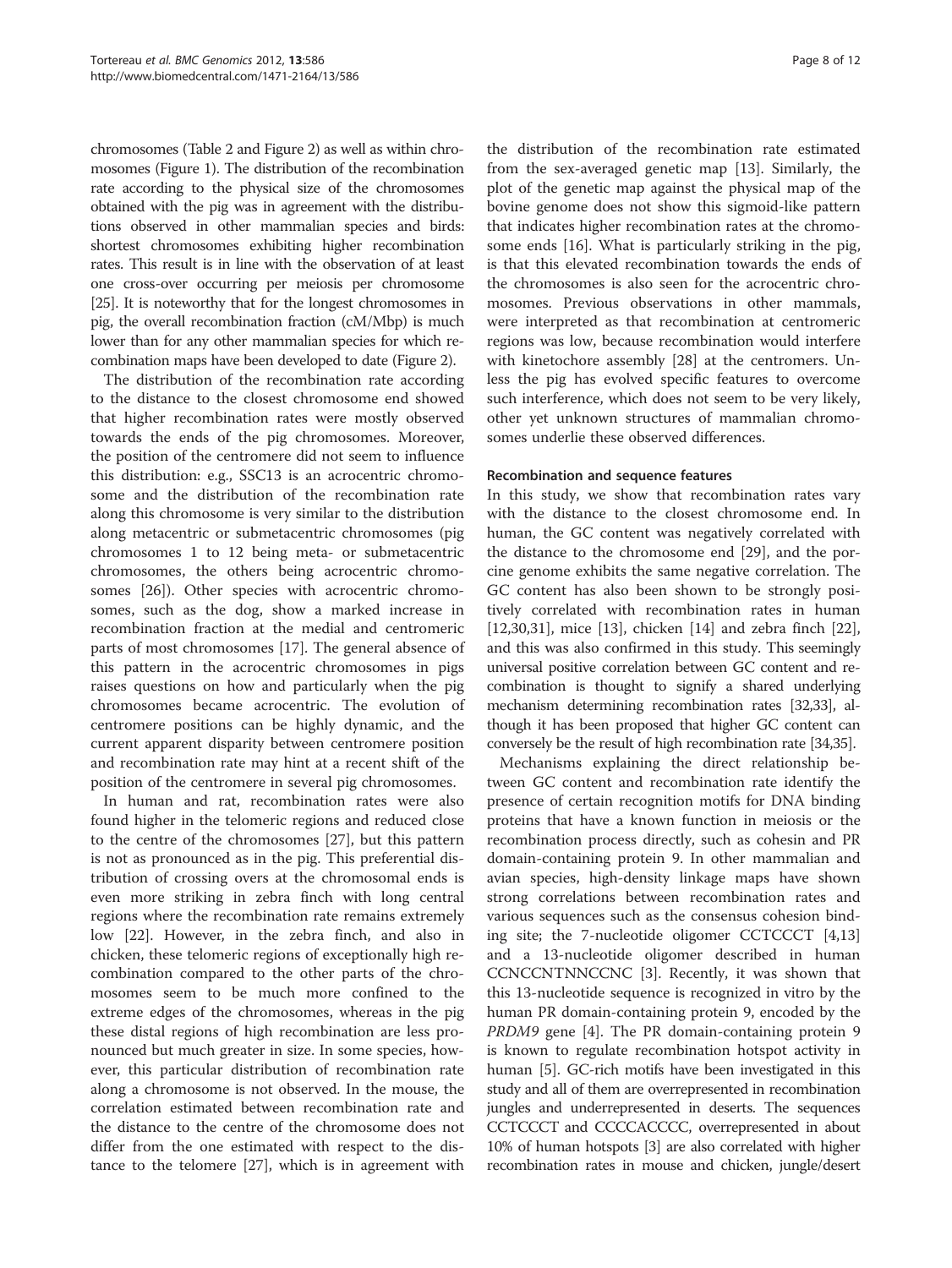chromosomes (Table 2 and Figure 2) as well as within chromosomes (Figure 1). The distribution of the recombination rate according to the physical size of the chromosomes obtained with the pig was in agreement with the distributions observed in other mammalian species and birds: shortest chromosomes exhibiting higher recombination rates. This result is in line with the observation of at least one cross-over occurring per meiosis per chromosome [25]. It is noteworthy that for the longest chromosomes in pig, the overall recombination fraction (cM/Mbp) is much lower than for any other mammalian species for which recombination maps have been developed to date (Figure 2).

The distribution of the recombination rate according to the distance to the closest chromosome end showed that higher recombination rates were mostly observed towards the ends of the pig chromosomes. Moreover, the position of the centromere did not seem to influence this distribution: e.g., SSC13 is an acrocentric chromosome and the distribution of the recombination rate along this chromosome is very similar to the distribution along metacentric or submetacentric chromosomes (pig chromosomes 1 to 12 being meta- or submetacentric chromosomes, the others being acrocentric chromosomes [26]). Other species with acrocentric chromosomes, such as the dog, show a marked increase in recombination fraction at the medial and centromeric parts of most chromosomes [17]. The general absence of this pattern in the acrocentric chromosomes in pigs raises questions on how and particularly when the pig chromosomes became acrocentric. The evolution of centromere positions can be highly dynamic, and the current apparent disparity between centromere position and recombination rate may hint at a recent shift of the position of the centromere in several pig chromosomes.

In human and rat, recombination rates were also found higher in the telomeric regions and reduced close to the centre of the chromosomes [27], but this pattern is not as pronounced as in the pig. This preferential distribution of crossing overs at the chromosomal ends is even more striking in zebra finch with long central regions where the recombination rate remains extremely low [22]. However, in the zebra finch, and also in chicken, these telomeric regions of exceptionally high recombination compared to the other parts of the chromosomes seem to be much more confined to the extreme edges of the chromosomes, whereas in the pig these distal regions of high recombination are less pronounced but much greater in size. In some species, however, this particular distribution of recombination rate along a chromosome is not observed. In the mouse, the correlation estimated between recombination rate and the distance to the centre of the chromosome does not differ from the one estimated with respect to the distance to the telomere [27], which is in agreement with the distribution of the recombination rate estimated from the sex-averaged genetic map [13]. Similarly, the plot of the genetic map against the physical map of the bovine genome does not show this sigmoid-like pattern that indicates higher recombination rates at the chromosome ends [16]. What is particularly striking in the pig, is that this elevated recombination towards the ends of the chromosomes is also seen for the acrocentric chromosomes. Previous observations in other mammals, were interpreted as that recombination at centromeric regions was low, because recombination would interfere with kinetochore assembly [28] at the centromers. Unless the pig has evolved specific features to overcome such interference, which does not seem to be very likely, other yet unknown structures of mammalian chromosomes underlie these observed differences.

### Recombination and sequence features

In this study, we show that recombination rates vary with the distance to the closest chromosome end. In human, the GC content was negatively correlated with the distance to the chromosome end [29], and the porcine genome exhibits the same negative correlation. The GC content has also been shown to be strongly positively correlated with recombination rates in human [12,30,31], mice [13], chicken [14] and zebra finch [22], and this was also confirmed in this study. This seemingly universal positive correlation between GC content and recombination is thought to signify a shared underlying mechanism determining recombination rates [32,33], although it has been proposed that higher GC content can conversely be the result of high recombination rate [34,35].

Mechanisms explaining the direct relationship between GC content and recombination rate identify the presence of certain recognition motifs for DNA binding proteins that have a known function in meiosis or the recombination process directly, such as cohesin and PR domain-containing protein 9. In other mammalian and avian species, high-density linkage maps have shown strong correlations between recombination rates and various sequences such as the consensus cohesion binding site; the 7-nucleotide oligomer CCTCCCT [4,13] and a 13-nucleotide oligomer described in human CCNCCNTNNCCNC [3]. Recently, it was shown that this 13-nucleotide sequence is recognized in vitro by the human PR domain-containing protein 9, encoded by the *PRDM9* gene [4]. The PR domain-containing protein 9 is known to regulate recombination hotspot activity in human [5]. GC-rich motifs have been investigated in this study and all of them are overrepresented in recombination jungles and underrepresented in deserts. The sequences CCTCCCT and CCCCACCCC, overrepresented in about 10% of human hotspots [3] are also correlated with higher recombination rates in mouse and chicken, jungle/desert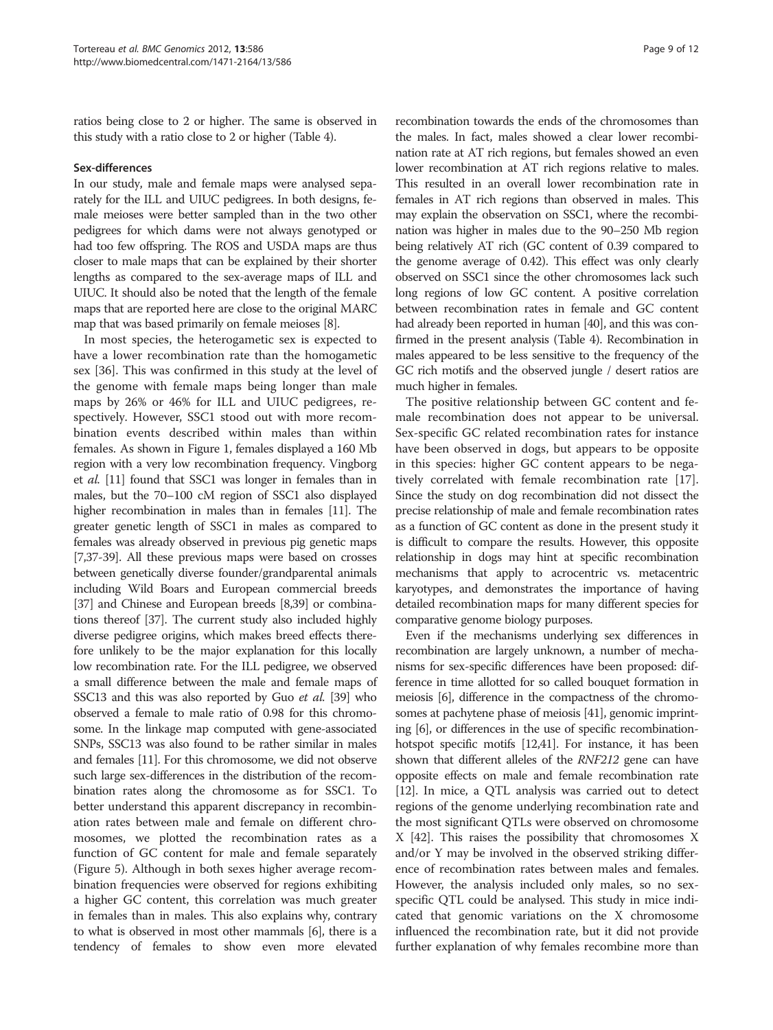ratios being close to 2 or higher. The same is observed in this study with a ratio close to 2 or higher (Table 4).

### Sex-differences

In our study, male and female maps were analysed separately for the ILL and UIUC pedigrees. In both designs, female meioses were better sampled than in the two other pedigrees for which dams were not always genotyped or had too few offspring. The ROS and USDA maps are thus closer to male maps that can be explained by their shorter lengths as compared to the sex-average maps of ILL and UIUC. It should also be noted that the length of the female maps that are reported here are close to the original MARC map that was based primarily on female meioses [8].

In most species, the heterogametic sex is expected to have a lower recombination rate than the homogametic sex [36]. This was confirmed in this study at the level of the genome with female maps being longer than male maps by 26% or 46% for ILL and UIUC pedigrees, respectively. However, SSC1 stood out with more recombination events described within males than within females. As shown in Figure 1, females displayed a 160 Mb region with a very low recombination frequency. Vingborg *et al.* [11] found that SSC1 was longer in females than in males, but the 70–100 cM region of SSC1 also displayed higher recombination in males than in females [11]. The greater genetic length of SSC1 in males as compared to females was already observed in previous pig genetic maps [7,37-39]. All these previous maps were based on crosses between genetically diverse founder/grandparental animals including Wild Boars and European commercial breeds [37] and Chinese and European breeds [8,39] or combinations thereof [37]. The current study also included highly diverse pedigree origins, which makes breed effects therefore unlikely to be the major explanation for this locally low recombination rate. For the ILL pedigree, we observed a small difference between the male and female maps of SSC13 and this was also reported by Guo *et al.* [39] who observed a female to male ratio of 0.98 for this chromosome. In the linkage map computed with gene-associated SNPs, SSC13 was also found to be rather similar in males and females [11]. For this chromosome, we did not observe such large sex-differences in the distribution of the recombination rates along the chromosome as for SSC1. To better understand this apparent discrepancy in recombination rates between male and female on different chromosomes, we plotted the recombination rates as a function of GC content for male and female separately (Figure 5). Although in both sexes higher average recombination frequencies were observed for regions exhibiting a higher GC content, this correlation was much greater in females than in males. This also explains why, contrary to what is observed in most other mammals [6], there is a tendency of females to show even more elevated recombination towards the ends of the chromosomes than the males. In fact, males showed a clear lower recombination rate at AT rich regions, but females showed an even lower recombination at AT rich regions relative to males. This resulted in an overall lower recombination rate in females in AT rich regions than observed in males. This may explain the observation on SSC1, where the recombination was higher in males due to the 90–250 Mb region being relatively AT rich (GC content of 0.39 compared to the genome average of 0.42). This effect was only clearly observed on SSC1 since the other chromosomes lack such long regions of low GC content. A positive correlation between recombination rates in female and GC content had already been reported in human [40], and this was confirmed in the present analysis (Table 4). Recombination in males appeared to be less sensitive to the frequency of the GC rich motifs and the observed jungle / desert ratios are much higher in females.

The positive relationship between GC content and female recombination does not appear to be universal. Sex-specific GC related recombination rates for instance have been observed in dogs, but appears to be opposite in this species: higher GC content appears to be negatively correlated with female recombination rate [17]. Since the study on dog recombination did not dissect the precise relationship of male and female recombination rates as a function of GC content as done in the present study it is difficult to compare the results. However, this opposite relationship in dogs may hint at specific recombination mechanisms that apply to acrocentric vs. metacentric karyotypes, and demonstrates the importance of having detailed recombination maps for many different species for comparative genome biology purposes.

Even if the mechanisms underlying sex differences in recombination are largely unknown, a number of mechanisms for sex-specific differences have been proposed: difference in time allotted for so called bouquet formation in meiosis [6], difference in the compactness of the chromosomes at pachytene phase of meiosis [41], genomic imprinting [6], or differences in the use of specific recombination-hotspot specific motifs [12,41]. For instance, it has been shown that different alleles of the *RNF212* gene can have opposite effects on male and female recombination rate [12]. In mice, a QTL analysis was carried out to detect regions of the genome underlying recombination rate and the most significant QTLs were observed on chromosome X [42]. This raises the possibility that chromosomes X and/or Y may be involved in the observed striking difference of recombination rates between males and females. However, the analysis included only males, so no sex-specific QTL could be analysed. This study in mice indicated that genomic variations on the X chromosome influenced the recombination rate, but it did not provide further explanation of why females recombine more than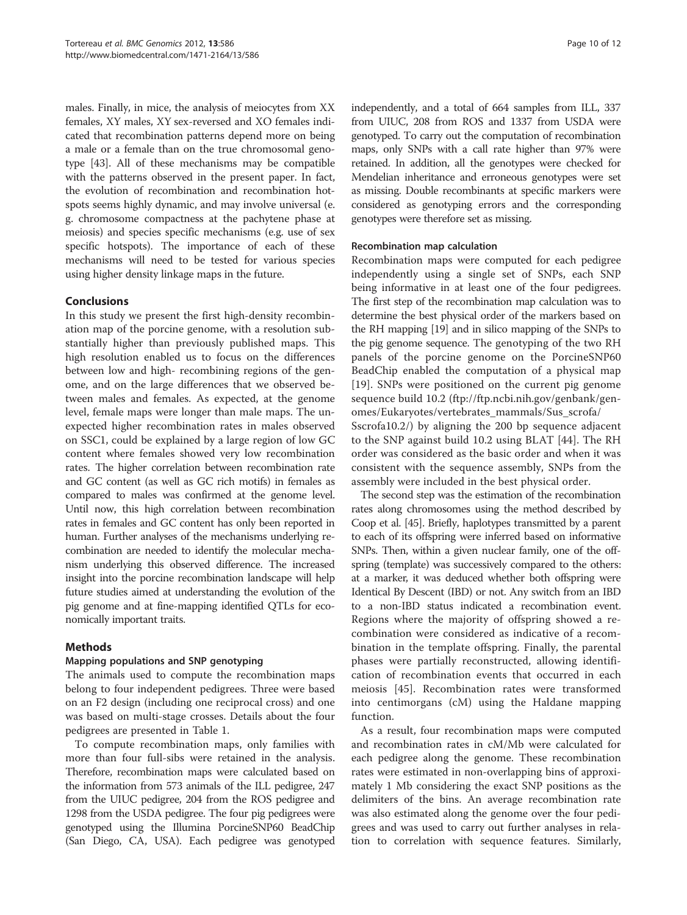males. Finally, in mice, the analysis of meiocytes from XX females, XY males, XY sex-reversed and XO females indicated that recombination patterns depend more on being a male or a female than on the true chromosomal genotype [43]. All of these mechanisms may be compatible with the patterns observed in the present paper. In fact, the evolution of recombination and recombination hotspots seems highly dynamic, and may involve universal (e. g. chromosome compactness at the pachytene phase at meiosis) and species specific mechanisms (e.g. use of sex specific hotspots). The importance of each of these mechanisms will need to be tested for various species using higher density linkage maps in the future.

## Conclusions

In this study we present the first high-density recombination map of the porcine genome, with a resolution substantially higher than previously published maps. This high resolution enabled us to focus on the differences between low and high- recombining regions of the genome, and on the large differences that we observed between males and females. As expected, at the genome level, female maps were longer than male maps. The unexpected higher recombination rates in males observed on SSC1, could be explained by a large region of low GC content where females showed very low recombination rates. The higher correlation between recombination rate and GC content (as well as GC rich motifs) in females as compared to males was confirmed at the genome level. Until now, this high correlation between recombination rates in females and GC content has only been reported in human. Further analyses of the mechanisms underlying recombination are needed to identify the molecular mechanism underlying this observed difference. The increased insight into the porcine recombination landscape will help future studies aimed at understanding the evolution of the pig genome and at fine-mapping identified QTLs for economically important traits.

## Methods

### Mapping populations and SNP genotyping

The animals used to compute the recombination maps belong to four independent pedigrees. Three were based on an F2 design (including one reciprocal cross) and one was based on multi-stage crosses. Details about the four pedigrees are presented in Table 1.

To compute recombination maps, only families with more than four full-sibs were retained in the analysis. Therefore, recombination maps were calculated based on the information from 573 animals of the ILL pedigree, 247 from the UIUC pedigree, 204 from the ROS pedigree and 1298 from the USDA pedigree. The four pig pedigrees were genotyped using the Illumina PorcineSNP60 BeadChip (San Diego, CA, USA). Each pedigree was genotyped independently, and a total of 664 samples from ILL, 337 from UIUC, 208 from ROS and 1337 from USDA were genotyped. To carry out the computation of recombination maps, only SNPs with a call rate higher than 97% were retained. In addition, all the genotypes were checked for Mendelian inheritance and erroneous genotypes were set as missing. Double recombinants at specific markers were considered as genotyping errors and the corresponding genotypes were therefore set as missing.

### Recombination map calculation

Recombination maps were computed for each pedigree independently using a single set of SNPs, each SNP being informative in at least one of the four pedigrees. The first step of the recombination map calculation was to determine the best physical order of the markers based on the RH mapping [19] and in silico mapping of the SNPs to the pig genome sequence. The genotyping of the two RH panels of the porcine genome on the PorcineSNP60 BeadChip enabled the computation of a physical map [19]. SNPs were positioned on the current pig genome sequence build 10.2 (ftp://ftp.ncbi.nih.gov/genbank/genomes/Eukaryotes/vertebrates_mammals/Sus_scrofa/Sscrofa10.2/) by aligning the 200 bp sequence adjacent to the SNP against build 10.2 using BLAT [44]. The RH order was considered as the basic order and when it was consistent with the sequence assembly, SNPs from the assembly were included in the best physical order.

The second step was the estimation of the recombination rates along chromosomes using the method described by Coop et al. [45]. Briefly, haplotypes transmitted by a parent to each of its offspring were inferred based on informative SNPs. Then, within a given nuclear family, one of the offspring (template) was successively compared to the others: at a marker, it was deduced whether both offspring were Identical By Descent (IBD) or not. Any switch from an IBD to a non-IBD status indicated a recombination event. Regions where the majority of offspring showed a recombination were considered as indicative of a recombination in the template offspring. Finally, the parental phases were partially reconstructed, allowing identification of recombination events that occurred in each meiosis [45]. Recombination rates were transformed into centimorgans (cM) using the Haldane mapping function.

As a result, four recombination maps were computed and recombination rates in cM/Mb were calculated for each pedigree along the genome. These recombination rates were estimated in non-overlapping bins of approximately 1 Mb considering the exact SNP positions as the delimiters of the bins. An average recombination rate was also estimated along the genome over the four pedigrees and was used to carry out further analyses in relation to correlation with sequence features. Similarly,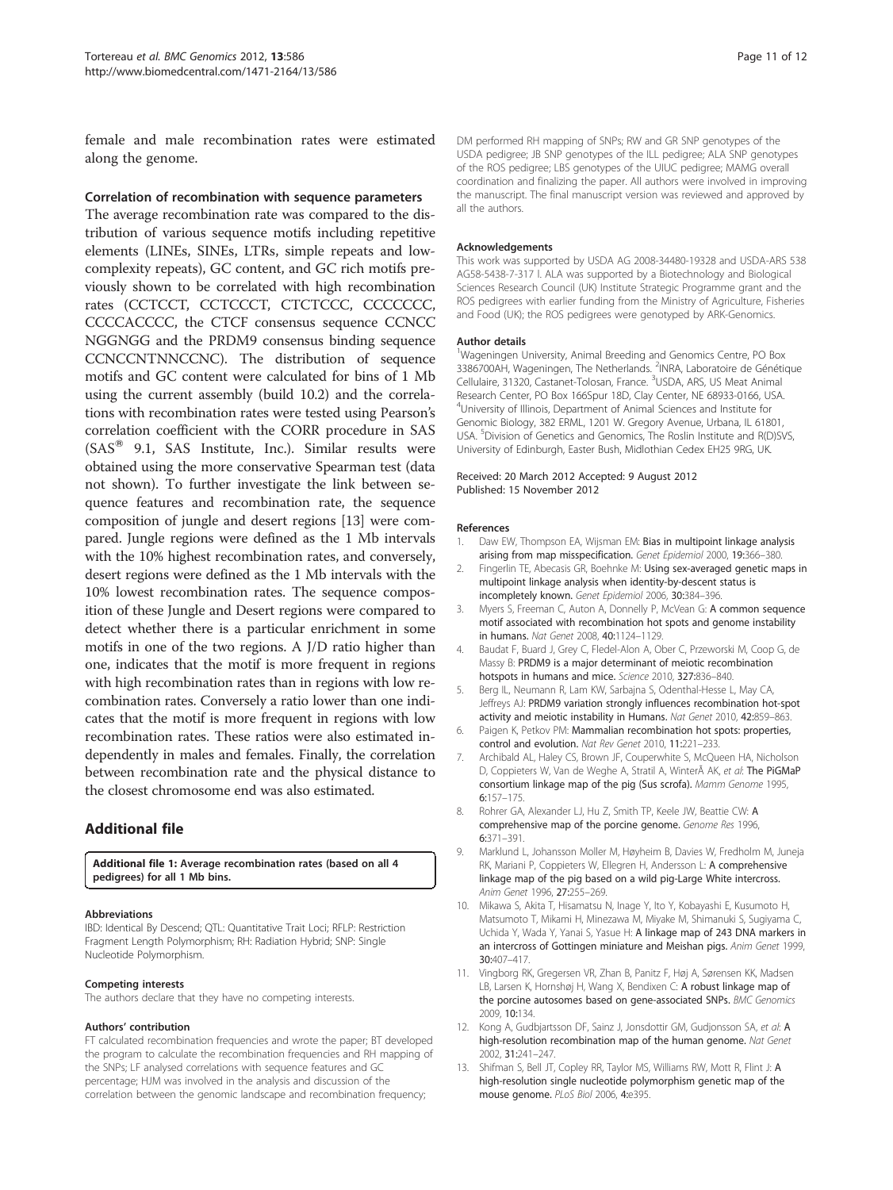female and male recombination rates were estimated along the genome.

#### Correlation of recombination with sequence parameters

The average recombination rate was compared to the distribution of various sequence motifs including repetitive elements (LINEs, SINEs, LTRs, simple repeats and low-complexity repeats), GC content, and GC rich motifs previously shown to be correlated with high recombination rates (CCTCCT, CCTCCCT, CTCTCCC, CCCCCCC, CCCCACCCC, the CTCF consensus sequence CCNCC NGGNGG and the PRDM9 consensus binding sequence CCNCCNTNNCCNC). The distribution of sequence motifs and GC content were calculated for bins of 1 Mb using the current assembly (build 10.2) and the correlations with recombination rates were tested using Pearson's correlation coefficient with the CORR procedure in SAS (SAS® 9.1, SAS Institute, Inc.). Similar results were obtained using the more conservative Spearman test (data not shown). To further investigate the link between sequence features and recombination rate, the sequence composition of jungle and desert regions [13] were compared. Jungle regions were defined as the 1 Mb intervals with the 10% highest recombination rates, and conversely, desert regions were defined as the 1 Mb intervals with the 10% lowest recombination rates. The sequence composition of these Jungle and Desert regions were compared to detect whether there is a particular enrichment in some motifs in one of the two regions. A J/D ratio higher than one, indicates that the motif is more frequent in regions with high recombination rates than in regions with low recombination rates. Conversely a ratio lower than one indicates that the motif is more frequent in regions with low recombination rates. These ratios were also estimated independently in males and females. Finally, the correlation between recombination rate and the physical distance to the closest chromosome end was also estimated.

## Additional file

**Additional file 1: Average recombination rates (based on all 4 pedigrees) for all 1 Mb bins.**

#### Abbreviations

IBD: Identical By Descend; QTL: Quantitative Trait Loci; RFLP: Restriction Fragment Length Polymorphism; RH: Radiation Hybrid; SNP: Single Nucleotide Polymorphism.

#### Competing interests

The authors declare that they have no competing interests.

#### Authors' contribution

FT calculated recombination frequencies and wrote the paper; BT developed the program to calculate the recombination frequencies and RH mapping of the SNPs; LF analysed correlations with sequence features and GC percentage; HJM was involved in the analysis and discussion of the correlation between the genomic landscape and recombination frequency; DM performed RH mapping of SNPs; RW and GR SNP genotypes of the USDA pedigree; JB SNP genotypes of the ILL pedigree; ALA SNP genotypes of the ROS pedigree; LBS genotypes of the UIUC pedigree; MAMG overall coordination and finalizing the paper. All authors were involved in improving the manuscript. The final manuscript version was reviewed and approved by all the authors.

#### Acknowledgements

This work was supported by USDA AG 2008-34480-19328 and USDA-ARS 538 AG58-5438-7-317 I. ALA was supported by a Biotechnology and Biological Sciences Research Council (UK) Institute Strategic Programme grant and the ROS pedigrees with earlier funding from the Ministry of Agriculture, Fisheries and Food (UK); the ROS pedigrees were genotyped by ARK-Genomics.

#### Author details

[1]Wageningen University, Animal Breeding and Genomics Centre, PO Box 3386700AH, Wageningen, The Netherlands. [2]INRA, Laboratoire de Génétique Cellulaire, 31320, Castanet-Tolosan, France. [3]USDA, ARS, US Meat Animal Research Center, PO Box 166Spur 18D, Clay Center, NE 68933-0166, USA. [4]University of Illinois, Department of Animal Sciences and Institute for Genomic Biology, 382 ERML, 1201 W. Gregory Avenue, Urbana, IL 61801, USA. [5]Division of Genetics and Genomics, The Roslin Institute and R(D)SVS, University of Edinburgh, Easter Bush, Midlothian Cedex EH25 9RG, UK.

Received: 20 March 2012 Accepted: 9 August 2012
Published: 15 November 2012

#### References

1. Daw EW, Thompson EA, Wijsman EM: **Bias in multipoint linkage analysis arising from map misspecification.** *Genet Epidemiol* 2000, **19:**366–380.
2. Fingerlin TE, Abecasis GR, Boehnke M: **Using sex-averaged genetic maps in multipoint linkage analysis when identity-by-descent status is incompletely known.** *Genet Epidemiol* 2006, **30:**384–396.
3. Myers S, Freeman C, Auton A, Donnelly P, McVean G: **A common sequence motif associated with recombination hot spots and genome instability in humans.** *Nat Genet* 2008, **40:**1124–1129.
4. Baudat F, Buard J, Grey C, Fledel-Alon A, Ober C, Przeworski M, Coop G, de Massy B: **PRDM9 is a major determinant of meiotic recombination hotspots in humans and mice.** *Science* 2010, **327:**836–840.
5. Berg IL, Neumann R, Lam KW, Sarbajna S, Odenthal-Hesse L, May CA, Jeffreys AJ: **PRDM9 variation strongly influences recombination hot-spot activity and meiotic instability in Humans.** *Nat Genet* 2010, **42:**859–863.
6. Paigen K, Petkov PM: **Mammalian recombination hot spots: properties, control and evolution.** *Nat Rev Genet* 2010, **11:**221–233.
7. Archibald AL, Haley CS, Brown JF, Couperwhite S, McQueen HA, Nicholson D, Coppieters W, Van de Weghe A, Stratil A, WinterÃ AK, *et al*: **The PiGMaP consortium linkage map of the pig (Sus scrofa).** *Mamm Genome* 1995, **6:**157–175.
8. Rohrer GA, Alexander LJ, Hu Z, Smith TP, Keele JW, Beattie CW: **A comprehensive map of the porcine genome.** *Genome Res* 1996, **6:**371–391.
9. Marklund L, Johansson Moller M, Høyheim B, Davies W, Fredholm M, Juneja RK, Mariani P, Coppieters W, Ellegren H, Andersson L: **A comprehensive linkage map of the pig based on a wild pig-Large White intercross.** *Anim Genet* 1996, **27:**255–269.
10. Mikawa S, Akita T, Hisamatsu N, Inage Y, Ito Y, Kobayashi E, Kusumoto H, Matsumoto T, Mikami H, Minezawa M, Miyake M, Shimanuki S, Sugiyama C, Uchida Y, Wada Y, Yanai S, Yasue H: **A linkage map of 243 DNA markers in an intercross of Gottingen miniature and Meishan pigs.** *Anim Genet* 1999, **30:**407–417.
11. Vingborg RK, Gregersen VR, Zhan B, Panitz F, Høj A, Sørensen KK, Madsen LB, Larsen K, Hornshøj H, Wang X, Bendixen C: **A robust linkage map of the porcine autosomes based on gene-associated SNPs.** *BMC Genomics* 2009, **10:**134.
12. Kong A, Gudbjartsson DF, Sainz J, Jonsdottir GM, Gudjonsson SA, *et al*: **A high-resolution recombination map of the human genome.** *Nat Genet* 2002, **31:**241–247.
13. Shifman S, Bell JT, Copley RR, Taylor MS, Williams RW, Mott R, Flint J: **A high-resolution single nucleotide polymorphism genetic map of the mouse genome.** *PLoS Biol* 2006, **4:**e395.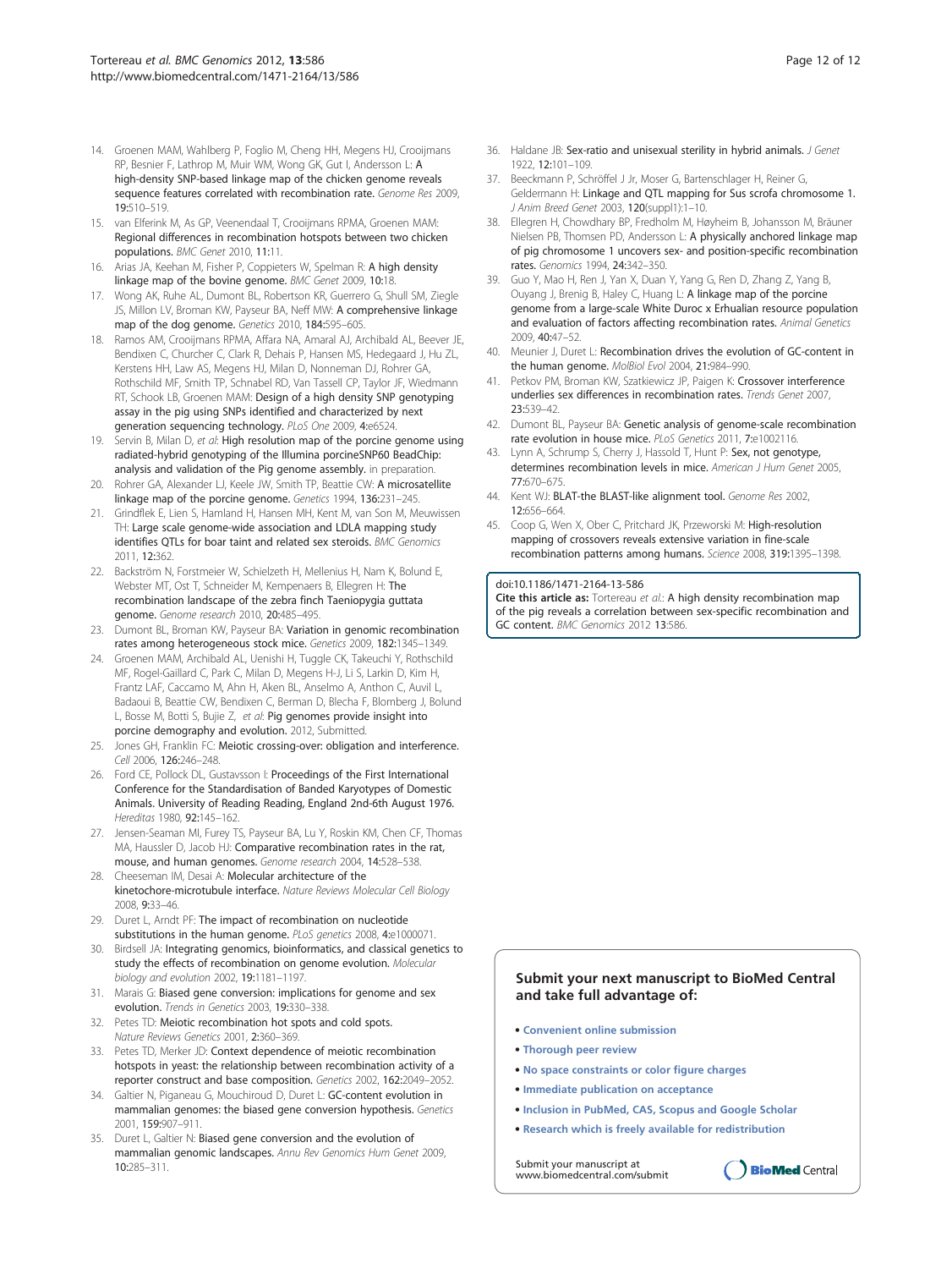14. Groenen MAM, Wahlberg P, Foglio M, Cheng HH, Megens HJ, Crooijmans RP, Besnier F, Lathrop M, Muir WM, Wong GK, Gut I, Andersson L: **A high-density SNP-based linkage map of the chicken genome reveals sequence features correlated with recombination rate.** *Genome Res* 2009, **19:**510–519.
15. van Elferink M, As GP, Veenendaal T, Crooijmans RPMA, Groenen MAM: **Regional differences in recombination hotspots between two chicken populations.** *BMC Genet* 2010, **11:**11.
16. Arias JA, Keehan M, Fisher P, Coppieters W, Spelman R: **A high density linkage map of the bovine genome.** *BMC Genet* 2009, **10:**18.
17. Wong AK, Ruhe AL, Dumont BL, Robertson KR, Guerrero G, Shull SM, Ziegle JS, Millon LV, Broman KW, Payseur BA, Neff MW: **A comprehensive linkage map of the dog genome.** *Genetics* 2010, **184:**595–605.
18. Ramos AM, Crooijmans RPMA, Affara NA, Amaral AJ, Archibald AL, Beever JE, Bendixen C, Churcher C, Clark R, Dehais P, Hansen MS, Hedegaard J, Hu ZL, Kerstens HH, Law AS, Megens HJ, Milan D, Nonneman DJ, Rohrer GA, Rothschild MF, Smith TP, Schnabel RD, Van Tassell CP, Taylor JF, Wiedmann RT, Schook LB, Groenen MAM: **Design of a high density SNP genotyping assay in the pig using SNPs identified and characterized by next generation sequencing technology.** *PLoS One* 2009, **4:**e6524.
19. Servin B, Milan D, *et al*: **High resolution map of the porcine genome using radiated-hybrid genotyping of the Illumina porcineSNP60 BeadChip: analysis and validation of the Pig genome assembly.** in preparation.
20. Rohrer GA, Alexander LJ, Keele JW, Smith TP, Beattie CW: **A microsatellite linkage map of the porcine genome.** *Genetics* 1994, **136:**231–245.
21. Grindflek E, Lien S, Hamland H, Hansen MH, Kent M, van Son M, Meuwissen TH: **Large scale genome-wide association and LDLA mapping study identifies QTLs for boar taint and related sex steroids.** *BMC Genomics* 2011, **12:**362.
22. Backström N, Forstmeier W, Schielzeth H, Mellenius H, Nam K, Bolund E, Webster MT, Ost T, Schneider M, Kempenaers B, Ellegren H: **The recombination landscape of the zebra finch Taeniopygia guttata genome.** *Genome research* 2010, **20:**485–495.
23. Dumont BL, Broman KW, Payseur BA: **Variation in genomic recombination rates among heterogeneous stock mice.** *Genetics* 2009, **182:**1345–1349.
24. Groenen MAM, Archibald AL, Uenishi H, Tuggle CK, Takeuchi Y, Rothschild MF, Rogel-Gaillard C, Park C, Milan D, Megens H-J, Li S, Larkin D, Kim H, Frantz LAF, Caccamo M, Ahn H, Aken BL, Anselmo A, Anthon C, Auvil L, Badaoui B, Beattie CW, Bendixen C, Berman D, Blecha F, Blomberg J, Bolund L, Bosse M, Botti S, Bujie Z, *et al*: **Pig genomes provide insight into porcine demography and evolution.** 2012, Submitted.
25. Jones GH, Franklin FC: **Meiotic crossing-over: obligation and interference.** *Cell* 2006, **126:**246–248.
26. Ford CE, Pollock DL, Gustavsson I: **Proceedings of the First International Conference for the Standardisation of Banded Karyotypes of Domestic Animals. University of Reading Reading, England 2nd-6th August 1976.** *Hereditas* 1980, **92:**145–162.
27. Jensen-Seaman MI, Furey TS, Payseur BA, Lu Y, Roskin KM, Chen CF, Thomas MA, Haussler D, Jacob HJ: **Comparative recombination rates in the rat, mouse, and human genomes.** *Genome research* 2004, **14:**528–538.
28. Cheeseman IM, Desai A: **Molecular architecture of the kinetochore-microtubule interface.** *Nature Reviews Molecular Cell Biology* 2008, **9:**33–46.
29. Duret L, Arndt PF: **The impact of recombination on nucleotide substitutions in the human genome.** *PLoS genetics* 2008, **4:**e1000071.
30. Birdsell JA: **Integrating genomics, bioinformatics, and classical genetics to study the effects of recombination on genome evolution.** *Molecular biology and evolution* 2002, **19:**1181–1197.
31. Marais G: **Biased gene conversion: implications for genome and sex evolution.** *Trends in Genetics* 2003, **19:**330–338.
32. Petes TD: **Meiotic recombination hot spots and cold spots.** *Nature Reviews Genetics* 2001, **2:**360–369.
33. Petes TD, Merker JD: **Context dependence of meiotic recombination hotspots in yeast: the relationship between recombination activity of a reporter construct and base composition.** *Genetics* 2002, **162:**2049–2052.
34. Galtier N, Piganeau G, Mouchiroud D, Duret L: **GC-content evolution in mammalian genomes: the biased gene conversion hypothesis.** *Genetics* 2001, **159:**907–911.
35. Duret L, Galtier N: **Biased gene conversion and the evolution of mammalian genomic landscapes.** *Annu Rev Genomics Hum Genet* 2009, **10:**285–311.
36. Haldane JB: **Sex-ratio and unisexual sterility in hybrid animals.** *J Genet* 1922, **12:**101–109.
37. Beeckmann P, Schröffel J Jr, Moser G, Bartenschlager H, Reiner G, Geldermann H: **Linkage and QTL mapping for Sus scrofa chromosome 1.** *J Anim Breed Genet* 2003, **120**(suppl1):1–10.
38. Ellegren H, Chowdhary BP, Fredholm M, Høyheim B, Johansson M, Bräuner Nielsen PB, Thomsen PD, Andersson L: **A physically anchored linkage map of pig chromosome 1 uncovers sex- and position-specific recombination rates.** *Genomics* 1994, **24:**342–350.
39. Guo Y, Mao H, Ren J, Yan X, Duan Y, Yang G, Ren D, Zhang Z, Yang B, Ouyang J, Brenig B, Haley C, Huang L: **A linkage map of the porcine genome from a large-scale White Duroc x Erhualian resource population and evaluation of factors affecting recombination rates.** *Animal Genetics* 2009, **40:**47–52.
40. Meunier J, Duret L: **Recombination drives the evolution of GC-content in the human genome.** *MolBiol Evol* 2004, **21:**984–990.
41. Petkov PM, Broman KW, Szatkiewicz JP, Paigen K: **Crossover interference underlies sex differences in recombination rates.** *Trends Genet* 2007, **23:**539–42.
42. Dumont BL, Payseur BA: **Genetic analysis of genome-scale recombination rate evolution in house mice.** *PLoS Genetics* 2011, **7:**e1002116.
43. Lynn A, Schrump S, Cherry J, Hassold T, Hunt P: **Sex, not genotype, determines recombination levels in mice.** *American J Hum Genet* 2005, **77:**670–675.
44. Kent WJ: **BLAT-the BLAST-like alignment tool.** *Genome Res* 2002, **12:**656–664.
45. Coop G, Wen X, Ober C, Pritchard JK, Przeworski M: **High-resolution mapping of crossovers reveals extensive variation in fine-scale recombination patterns among humans.** *Science* 2008, **319:**1395–1398.

doi:10.1186/1471-2164-13-586

**Cite this article as:** Tortereau *et al.*: A high density recombination map of the pig reveals a correlation between sex-specific recombination and GC content. *BMC Genomics* 2012 **13**:586.